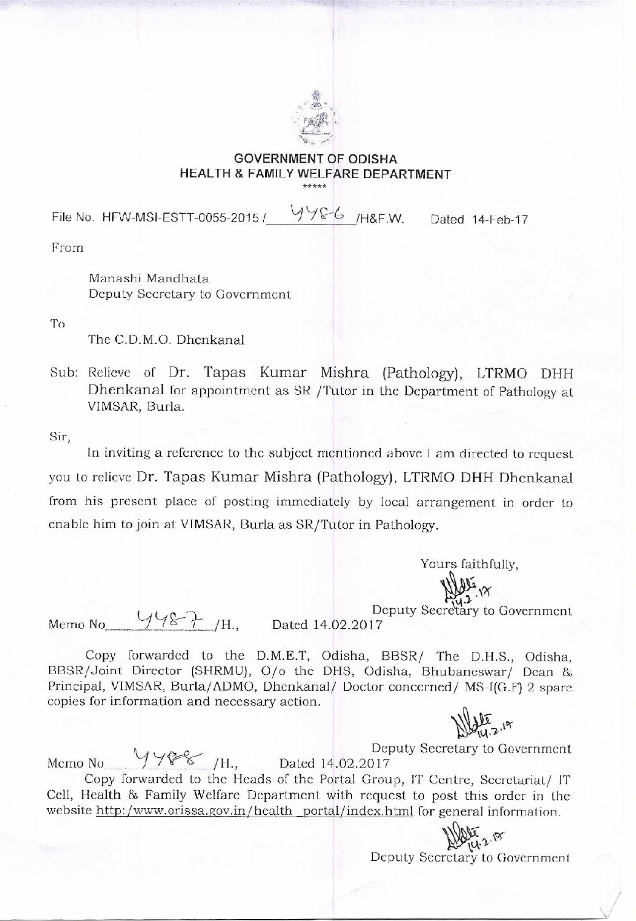**GOVERNMENT OF ODISHA**
**HEALTH & FAMILY WELFARE DEPARTMENT**

\*\*\*\*\*

File No. HFW-MSI-ESTT-0055-2015 / 4486 /H&F.W.    Dated 14-Feb-17

From

Manashi Mandhata
Deputy Secretary to Government

To

The C.D.M.O. Dhenkanal

Sub: Relieve of Dr. Tapas Kumar Mishra (Pathology), LTRMO DHH Dhenkanal for appointment as SR /Tutor in the Department of Pathology at VIMSAR, Burla.

Sir,

In inviting a reference to the subject mentioned above I am directed to request you to relieve Dr. Tapas Kumar Mishra (Pathology), LTRMO DHH Dhenkanal from his present place of posting immediately by local arrangement in order to enable him to join at VIMSAR, Burla as SR/Tutor in Pathology.

Yours faithfully,

Sd/- 14.2.17
Deputy Secretary to Government

Memo No 4487 /H.,    Dated 14.02.2017

Copy forwarded to the D.M.E.T, Odisha, BBSR/ The D.H.S., Odisha, BBSR/Joint Director (SHRMU), O/o the DHS, Odisha, Bhubaneswar/ Dean & Principal, VIMSAR, Burla/ADMO, Dhenkanal/ Doctor concerned/ MS-I(G.F) 2 spare copies for information and necessary action.

Sd/- 14.2.17
Deputy Secretary to Government

Memo No 4488 /H.,    Dated 14.02.2017

Copy forwarded to the Heads of the Portal Group, IT Centre, Secretariat/ IT Cell, Health & Family Welfare Department with request to post this order in the website http:/www.orissa.gov.in/health_portal/index.html for general information.

Sd/- 14.2.17
Deputy Secretary to Government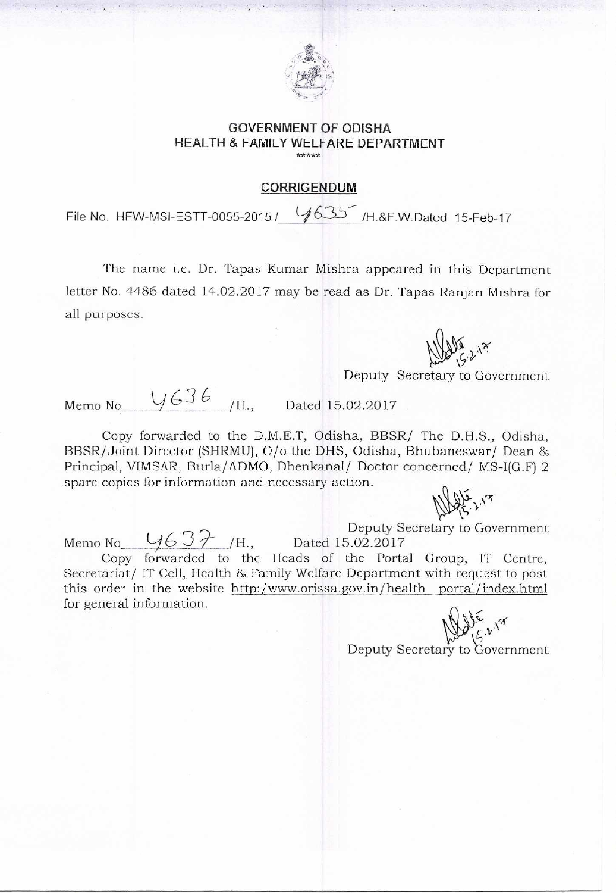**GOVERNMENT OF ODISHA**
**HEALTH & FAMILY WELFARE DEPARTMENT**

\*\*\*\*\*

## CORRIGENDUM

File No. HFW-MSI-ESTT-0055-2015 / 4635 /H.&F.W.Dated 15-Feb-17

The name i.e. Dr. Tapas Kumar Mishra appeared in this Department letter No. 4486 dated 14.02.2017 may be read as Dr. Tapas Ranjan Mishra for all purposes.

Deputy Secretary to Government

Memo No 4636 /H., Dated 15.02.2017

Copy forwarded to the D.M.E.T, Odisha, BBSR/ The D.H.S., Odisha, BBSR/Joint Director (SHRMU), O/o the DHS, Odisha, Bhubaneswar/ Dean & Principal, VIMSAR, Burla/ADMO, Dhenkanal/ Doctor concerned/ MS-I(G.F) 2 spare copies for information and necessary action.

Deputy Secretary to Government

Memo No 4637 /H., Dated 15.02.2017

Copy forwarded to the Heads of the Portal Group, IT Centre, Secretariat/ IT Cell, Health & Family Welfare Department with request to post this order in the website http:/www.orissa.gov.in/health_portal/index.html for general information.

Deputy Secretary to Government